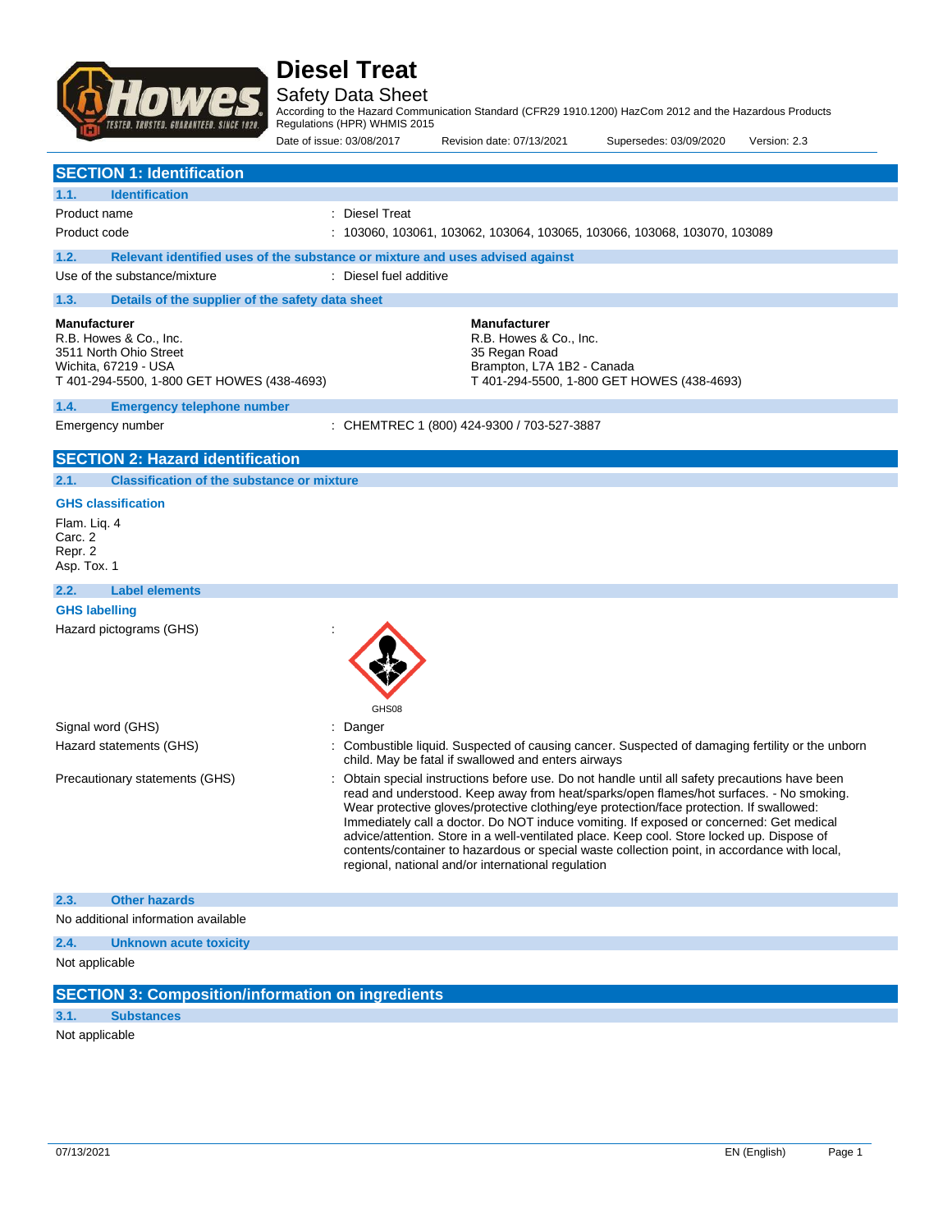# Diesel Treat

Safety Data Sheet

According to the Hazard Communication Standard (CFR29 1910.1200) HazCom 2012 and the Hazardous Products Regulations (HPR) WHMIS 2015

Date of issue: 03/08/2017 Revision date: 07/13/2021 Supersedes: 03/09/2020 Version: 2.3

## SECTION 1: Identification

### 1.1. Identification

Product name : Diesel Treat

Product code : 103060, 103061, 103062, 103064, 103065, 103066, 103068, 103070, 103089

### 1.2. Relevant identified uses of the substance or mixture and uses advised against

Use of the substance/mixture : Diesel fuel additive

### 1.3. Details of the supplier of the safety data sheet

**Manufacturer**
R.B. Howes & Co., Inc.
3511 North Ohio Street
Wichita, 67219 - USA
T 401-294-5500, 1-800 GET HOWES (438-4693)

**Manufacturer**
R.B. Howes & Co., Inc.
35 Regan Road
Brampton, L7A 1B2 - Canada
T 401-294-5500, 1-800 GET HOWES (438-4693)

### 1.4. Emergency telephone number

Emergency number : CHEMTREC 1 (800) 424-9300 / 703-527-3887

## SECTION 2: Hazard identification

### 2.1. Classification of the substance or mixture

**GHS classification**

Flam. Liq. 4
Carc. 2
Repr. 2
Asp. Tox. 1

### 2.2. Label elements

**GHS labelling**

Hazard pictograms (GHS) :

GHS08

Signal word (GHS) : Danger

Hazard statements (GHS) : Combustible liquid. Suspected of causing cancer. Suspected of damaging fertility or the unborn child. May be fatal if swallowed and enters airways

Precautionary statements (GHS) : Obtain special instructions before use. Do not handle until all safety precautions have been read and understood. Keep away from heat/sparks/open flames/hot surfaces. - No smoking. Wear protective gloves/protective clothing/eye protection/face protection. If swallowed: Immediately call a doctor. Do NOT induce vomiting. If exposed or concerned: Get medical advice/attention. Store in a well-ventilated place. Keep cool. Store locked up. Dispose of contents/container to hazardous or special waste collection point, in accordance with local, regional, national and/or international regulation

### 2.3. Other hazards

No additional information available

### 2.4. Unknown acute toxicity

Not applicable

## SECTION 3: Composition/information on ingredients

### 3.1. Substances

Not applicable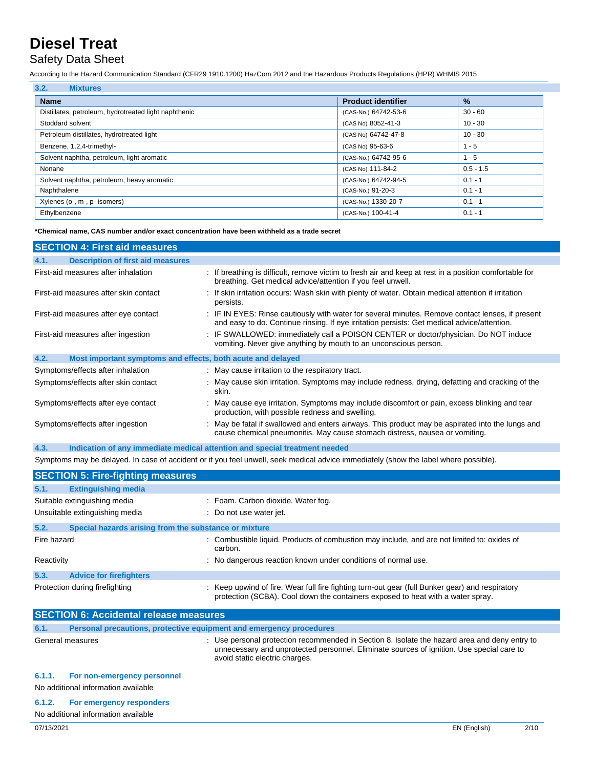### 3.2. Mixtures

| Name | Product identifier | % |
|---|---|---|
| Distillates, petroleum, hydrotreated light naphthenic | (CAS-No.) 64742-53-6 | 30 - 60 |
| Stoddard solvent | (CAS No) 8052-41-3 | 10 - 30 |
| Petroleum distillates, hydrotreated light | (CAS No) 64742-47-8 | 10 - 30 |
| Benzene, 1,2,4-trimethyl- | (CAS No) 95-63-6 | 1 - 5 |
| Solvent naphtha, petroleum, light aromatic | (CAS-No.) 64742-95-6 | 1 - 5 |
| Nonane | (CAS No) 111-84-2 | 0.5 - 1.5 |
| Solvent naphtha, petroleum, heavy aromatic | (CAS-No.) 64742-94-5 | 0.1 - 1 |
| Naphthalene | (CAS-No.) 91-20-3 | 0.1 - 1 |
| Xylenes (o-, m-, p- isomers) | (CAS-No.) 1330-20-7 | 0.1 - 1 |
| Ethylbenzene | (CAS-No.) 100-41-4 | 0.1 - 1 |

**\*Chemical name, CAS number and/or exact concentration have been withheld as a trade secret**

## SECTION 4: First aid measures

### 4.1. Description of first aid measures

First-aid measures after inhalation : If breathing is difficult, remove victim to fresh air and keep at rest in a position comfortable for breathing. Get medical advice/attention if you feel unwell.

First-aid measures after skin contact : If skin irritation occurs: Wash skin with plenty of water. Obtain medical attention if irritation persists.

First-aid measures after eye contact : IF IN EYES: Rinse cautiously with water for several minutes. Remove contact lenses, if present and easy to do. Continue rinsing. If eye irritation persists: Get medical advice/attention.

First-aid measures after ingestion : IF SWALLOWED: immediately call a POISON CENTER or doctor/physician. Do NOT induce vomiting. Never give anything by mouth to an unconscious person.

### 4.2. Most important symptoms and effects, both acute and delayed

Symptoms/effects after inhalation : May cause irritation to the respiratory tract.

Symptoms/effects after skin contact : May cause skin irritation. Symptoms may include redness, drying, defatting and cracking of the skin.

Symptoms/effects after eye contact : May cause eye irritation. Symptoms may include discomfort or pain, excess blinking and tear production, with possible redness and swelling.

Symptoms/effects after ingestion : May be fatal if swallowed and enters airways. This product may be aspirated into the lungs and cause chemical pneumonitis. May cause stomach distress, nausea or vomiting.

### 4.3. Indication of any immediate medical attention and special treatment needed

Symptoms may be delayed. In case of accident or if you feel unwell, seek medical advice immediately (show the label where possible).

## SECTION 5: Fire-fighting measures

### 5.1. Extinguishing media

Suitable extinguishing media : Foam. Carbon dioxide. Water fog.

Unsuitable extinguishing media : Do not use water jet.

### 5.2. Special hazards arising from the substance or mixture

Fire hazard : Combustible liquid. Products of combustion may include, and are not limited to: oxides of carbon.

Reactivity : No dangerous reaction known under conditions of normal use.

### 5.3. Advice for firefighters

Protection during firefighting : Keep upwind of fire. Wear full fire fighting turn-out gear (full Bunker gear) and respiratory protection (SCBA). Cool down the containers exposed to heat with a water spray.

## SECTION 6: Accidental release measures

### 6.1. Personal precautions, protective equipment and emergency procedures

General measures : Use personal protection recommended in Section 8. Isolate the hazard area and deny entry to unnecessary and unprotected personnel. Eliminate sources of ignition. Use special care to avoid static electric charges.

#### 6.1.1. For non-emergency personnel

No additional information available

#### 6.1.2. For emergency responders

No additional information available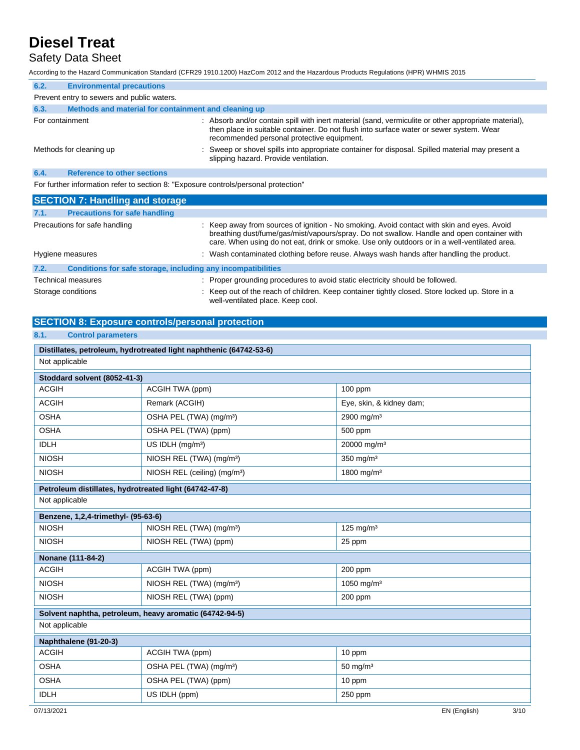### 6.2. Environmental precautions

Prevent entry to sewers and public waters.

### 6.3. Methods and material for containment and cleaning up

| | |
|---|---|
| For containment | : Absorb and/or contain spill with inert material (sand, vermiculite or other appropriate material), then place in suitable container. Do not flush into surface water or sewer system. Wear recommended personal protective equipment. |
| Methods for cleaning up | : Sweep or shovel spills into appropriate container for disposal. Spilled material may present a slipping hazard. Provide ventilation. |

### 6.4. Reference to other sections

For further information refer to section 8: "Exposure controls/personal protection"

## SECTION 7: Handling and storage

### 7.1. Precautions for safe handling

| | |
|---|---|
| Precautions for safe handling | : Keep away from sources of ignition - No smoking. Avoid contact with skin and eyes. Avoid breathing dust/fume/gas/mist/vapours/spray. Do not swallow. Handle and open container with care. When using do not eat, drink or smoke. Use only outdoors or in a well-ventilated area. |
| Hygiene measures | : Wash contaminated clothing before reuse. Always wash hands after handling the product. |

### 7.2. Conditions for safe storage, including any incompatibilities

| | |
|---|---|
| Technical measures | : Proper grounding procedures to avoid static electricity should be followed. |
| Storage conditions | : Keep out of the reach of children. Keep container tightly closed. Store locked up. Store in a well-ventilated place. Keep cool. |

## SECTION 8: Exposure controls/personal protection

### 8.1. Control parameters

| **Distillates, petroleum, hydrotreated light naphthenic (64742-53-6)** | | |
|---|---|---|
| Not applicable | | |

| **Stoddard solvent (8052-41-3)** | | |
|---|---|---|
| ACGIH | ACGIH TWA (ppm) | 100 ppm |
| ACGIH | Remark (ACGIH) | Eye, skin, & kidney dam; |
| OSHA | OSHA PEL (TWA) (mg/m³) | 2900 mg/m³ |
| OSHA | OSHA PEL (TWA) (ppm) | 500 ppm |
| IDLH | US IDLH (mg/m³) | 20000 mg/m³ |
| NIOSH | NIOSH REL (TWA) (mg/m³) | 350 mg/m³ |
| NIOSH | NIOSH REL (ceiling) (mg/m³) | 1800 mg/m³ |

| **Petroleum distillates, hydrotreated light (64742-47-8)** | | |
|---|---|---|
| Not applicable | | |

| **Benzene, 1,2,4-trimethyl- (95-63-6)** | | |
|---|---|---|
| NIOSH | NIOSH REL (TWA) (mg/m³) | 125 mg/m³ |
| NIOSH | NIOSH REL (TWA) (ppm) | 25 ppm |

| **Nonane (111-84-2)** | | |
|---|---|---|
| ACGIH | ACGIH TWA (ppm) | 200 ppm |
| NIOSH | NIOSH REL (TWA) (mg/m³) | 1050 mg/m³ |
| NIOSH | NIOSH REL (TWA) (ppm) | 200 ppm |

| **Solvent naphtha, petroleum, heavy aromatic (64742-94-5)** | | |
|---|---|---|
| Not applicable | | |

| **Naphthalene (91-20-3)** | | |
|---|---|---|
| ACGIH | ACGIH TWA (ppm) | 10 ppm |
| OSHA | OSHA PEL (TWA) (mg/m³) | 50 mg/m³ |
| OSHA | OSHA PEL (TWA) (ppm) | 10 ppm |
| IDLH | US IDLH (ppm) | 250 ppm |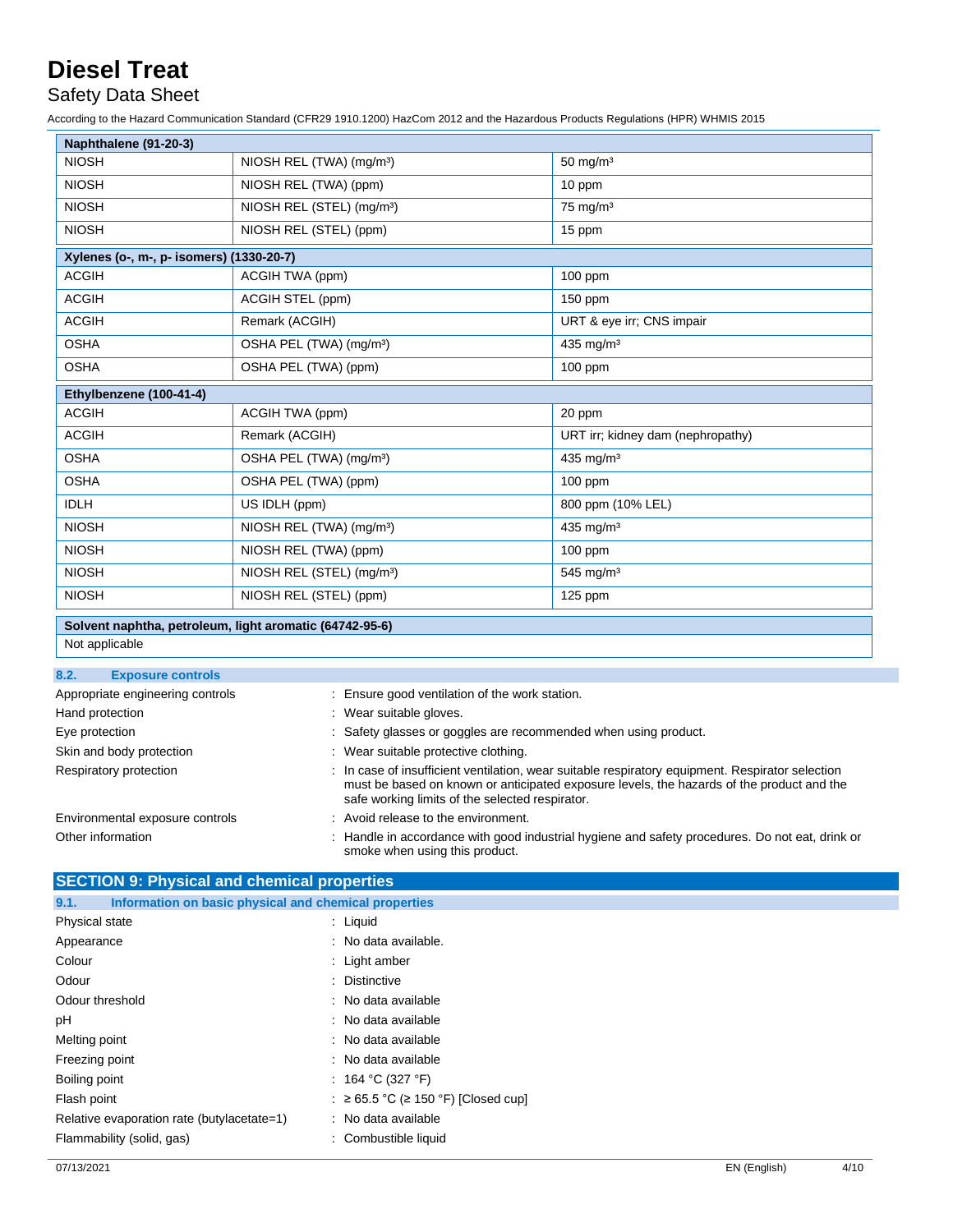| Naphthalene (91-20-3) | | |
|---|---|---|
| NIOSH | NIOSH REL (TWA) (mg/m³) | 50 mg/m³ |
| NIOSH | NIOSH REL (TWA) (ppm) | 10 ppm |
| NIOSH | NIOSH REL (STEL) (mg/m³) | 75 mg/m³ |
| NIOSH | NIOSH REL (STEL) (ppm) | 15 ppm |

| Xylenes (o-, m-, p- isomers) (1330-20-7) | | |
|---|---|---|
| ACGIH | ACGIH TWA (ppm) | 100 ppm |
| ACGIH | ACGIH STEL (ppm) | 150 ppm |
| ACGIH | Remark (ACGIH) | URT & eye irr; CNS impair |
| OSHA | OSHA PEL (TWA) (mg/m³) | 435 mg/m³ |
| OSHA | OSHA PEL (TWA) (ppm) | 100 ppm |

| Ethylbenzene (100-41-4) | | |
|---|---|---|
| ACGIH | ACGIH TWA (ppm) | 20 ppm |
| ACGIH | Remark (ACGIH) | URT irr; kidney dam (nephropathy) |
| OSHA | OSHA PEL (TWA) (mg/m³) | 435 mg/m³ |
| OSHA | OSHA PEL (TWA) (ppm) | 100 ppm |
| IDLH | US IDLH (ppm) | 800 ppm (10% LEL) |
| NIOSH | NIOSH REL (TWA) (mg/m³) | 435 mg/m³ |
| NIOSH | NIOSH REL (TWA) (ppm) | 100 ppm |
| NIOSH | NIOSH REL (STEL) (mg/m³) | 545 mg/m³ |
| NIOSH | NIOSH REL (STEL) (ppm) | 125 ppm |

| Solvent naphtha, petroleum, light aromatic (64742-95-6) |
|---|
| Not applicable |

### 8.2. Exposure controls

Appropriate engineering controls : Ensure good ventilation of the work station.

Hand protection : Wear suitable gloves.

Eye protection : Safety glasses or goggles are recommended when using product.

Skin and body protection : Wear suitable protective clothing.

Respiratory protection : In case of insufficient ventilation, wear suitable respiratory equipment. Respirator selection must be based on known or anticipated exposure levels, the hazards of the product and the safe working limits of the selected respirator.

Environmental exposure controls : Avoid release to the environment.

Other information : Handle in accordance with good industrial hygiene and safety procedures. Do not eat, drink or smoke when using this product.

## SECTION 9: Physical and chemical properties

### 9.1. Information on basic physical and chemical properties

Physical state : Liquid

Appearance : No data available.

Colour : Light amber

Odour : Distinctive

Odour threshold : No data available

pH : No data available

Melting point : No data available

Freezing point : No data available

Boiling point : 164 °C (327 °F)

Flash point : ≥ 65.5 °C (≥ 150 °F) [Closed cup]

Relative evaporation rate (butylacetate=1) : No data available

Flammability (solid, gas) : Combustible liquid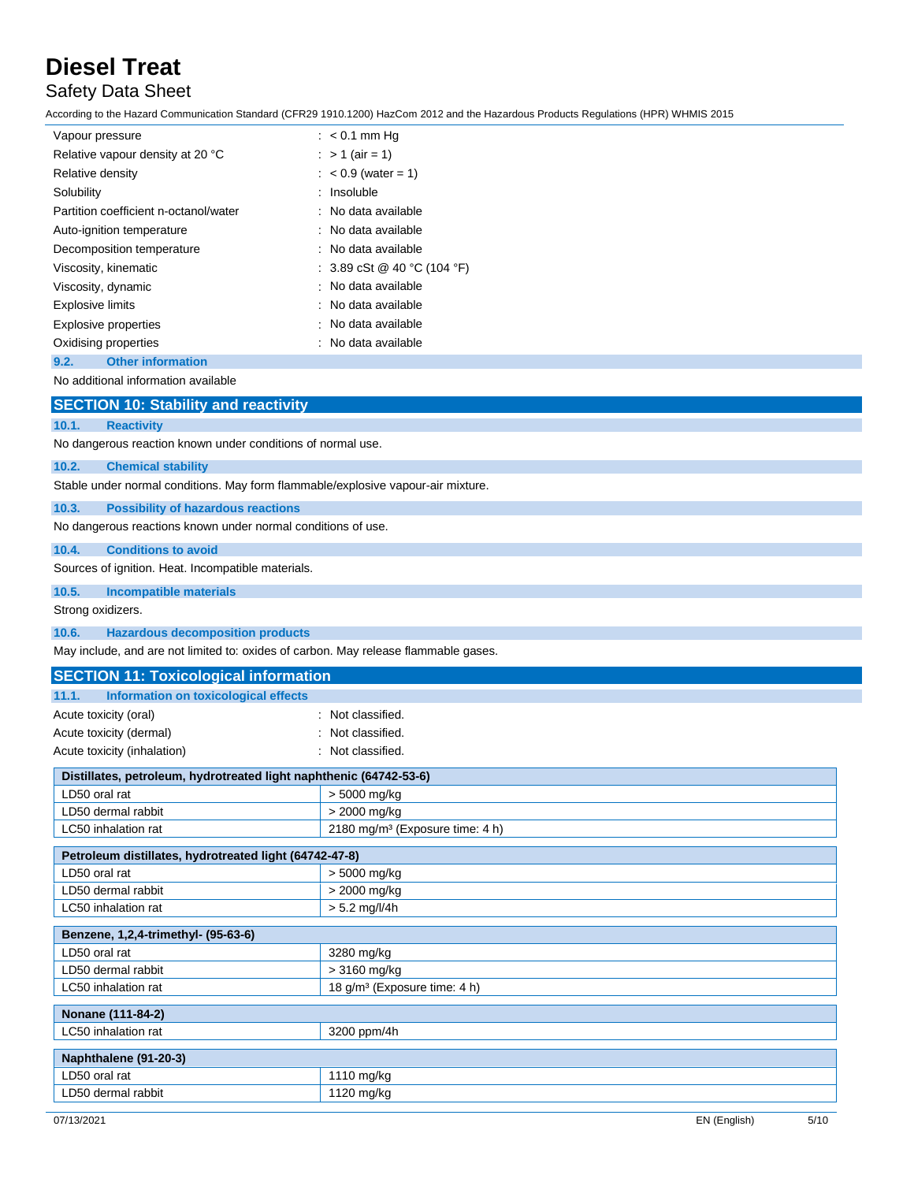| | |
|---|---|
| Vapour pressure | : < 0.1 mm Hg |
| Relative vapour density at 20 °C | : > 1 (air = 1) |
| Relative density | : < 0.9 (water = 1) |
| Solubility | : Insoluble |
| Partition coefficient n-octanol/water | : No data available |
| Auto-ignition temperature | : No data available |
| Decomposition temperature | : No data available |
| Viscosity, kinematic | : 3.89 cSt @ 40 °C (104 °F) |
| Viscosity, dynamic | : No data available |
| Explosive limits | : No data available |
| Explosive properties | : No data available |
| Oxidising properties | : No data available |

### 9.2. Other information

No additional information available

## SECTION 10: Stability and reactivity

### 10.1. Reactivity

No dangerous reaction known under conditions of normal use.

### 10.2. Chemical stability

Stable under normal conditions. May form flammable/explosive vapour-air mixture.

### 10.3. Possibility of hazardous reactions

No dangerous reactions known under normal conditions of use.

### 10.4. Conditions to avoid

Sources of ignition. Heat. Incompatible materials.

### 10.5. Incompatible materials

Strong oxidizers.

### 10.6. Hazardous decomposition products

May include, and are not limited to: oxides of carbon. May release flammable gases.

## SECTION 11: Toxicological information

### 11.1. Information on toxicological effects

| | |
|---|---|
| Acute toxicity (oral) | : Not classified. |
| Acute toxicity (dermal) | : Not classified. |
| Acute toxicity (inhalation) | : Not classified. |

| **Distillates, petroleum, hydrotreated light naphthenic (64742-53-6)** | |
|---|---|
| LD50 oral rat | > 5000 mg/kg |
| LD50 dermal rabbit | > 2000 mg/kg |
| LC50 inhalation rat | 2180 mg/m³ (Exposure time: 4 h) |

| **Petroleum distillates, hydrotreated light (64742-47-8)** | |
|---|---|
| LD50 oral rat | > 5000 mg/kg |
| LD50 dermal rabbit | > 2000 mg/kg |
| LC50 inhalation rat | > 5.2 mg/l/4h |

| **Benzene, 1,2,4-trimethyl- (95-63-6)** | |
|---|---|
| LD50 oral rat | 3280 mg/kg |
| LD50 dermal rabbit | > 3160 mg/kg |
| LC50 inhalation rat | 18 g/m³ (Exposure time: 4 h) |

| **Nonane (111-84-2)** | |
|---|---|
| LC50 inhalation rat | 3200 ppm/4h |

| **Naphthalene (91-20-3)** | |
|---|---|
| LD50 oral rat | 1110 mg/kg |
| LD50 dermal rabbit | 1120 mg/kg |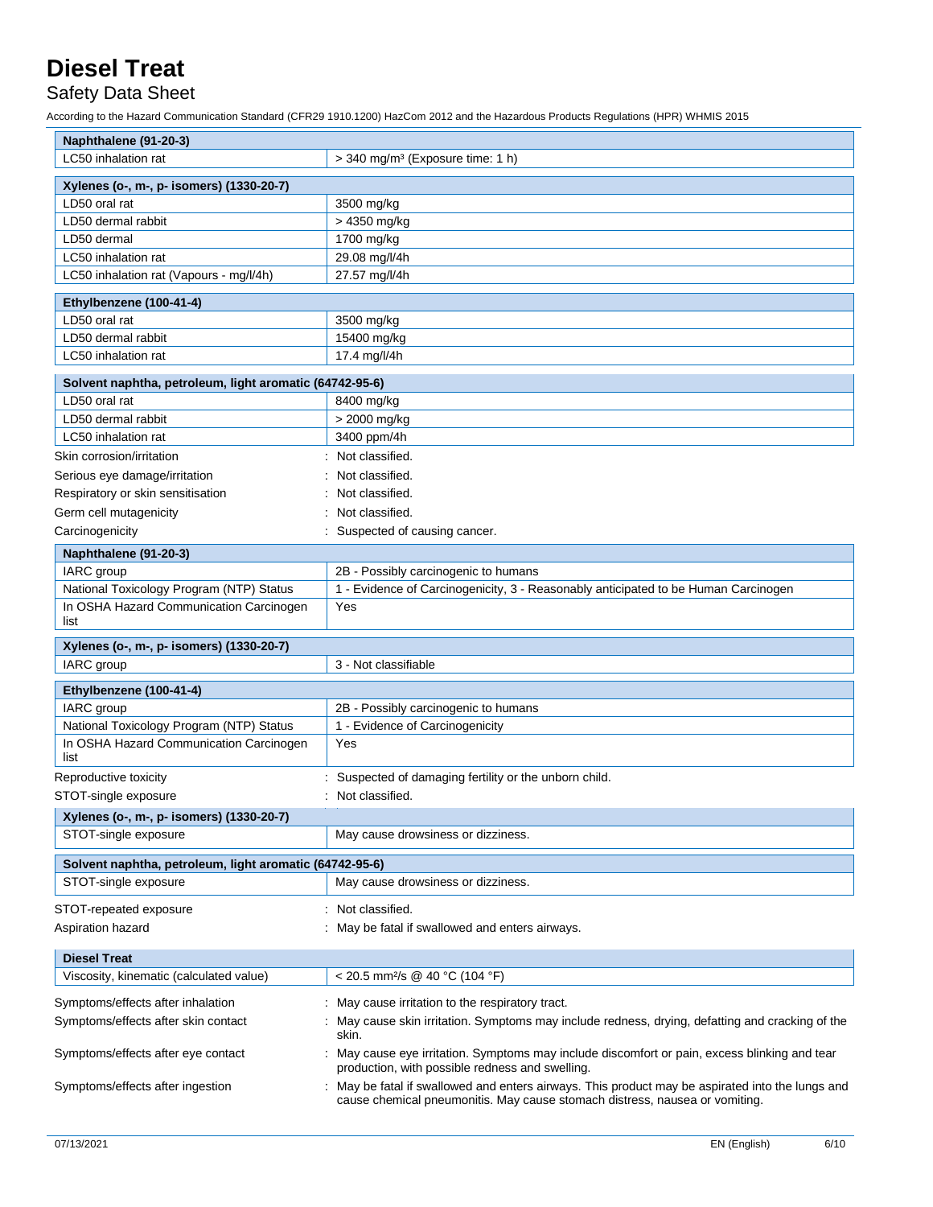| Naphthalene (91-20-3) | |
|---|---|
| LC50 inhalation rat | > 340 mg/m³ (Exposure time: 1 h) |

| Xylenes (o-, m-, p- isomers) (1330-20-7) | |
|---|---|
| LD50 oral rat | 3500 mg/kg |
| LD50 dermal rabbit | > 4350 mg/kg |
| LD50 dermal | 1700 mg/kg |
| LC50 inhalation rat | 29.08 mg/l/4h |
| LC50 inhalation rat (Vapours - mg/l/4h) | 27.57 mg/l/4h |

| Ethylbenzene (100-41-4) | |
|---|---|
| LD50 oral rat | 3500 mg/kg |
| LD50 dermal rabbit | 15400 mg/kg |
| LC50 inhalation rat | 17.4 mg/l/4h |

| Solvent naphtha, petroleum, light aromatic (64742-95-6) | |
|---|---|
| LD50 oral rat | 8400 mg/kg |
| LD50 dermal rabbit | > 2000 mg/kg |
| LC50 inhalation rat | 3400 ppm/4h |

Skin corrosion/irritation : Not classified.

Serious eye damage/irritation : Not classified.

Respiratory or skin sensitisation : Not classified.

Germ cell mutagenicity : Not classified.

Carcinogenicity : Suspected of causing cancer.

| Naphthalene (91-20-3) | |
|---|---|
| IARC group | 2B - Possibly carcinogenic to humans |
| National Toxicology Program (NTP) Status | 1 - Evidence of Carcinogenicity, 3 - Reasonably anticipated to be Human Carcinogen |
| In OSHA Hazard Communication Carcinogen list | Yes |

| Xylenes (o-, m-, p- isomers) (1330-20-7) | |
|---|---|
| IARC group | 3 - Not classifiable |

| Ethylbenzene (100-41-4) | |
|---|---|
| IARC group | 2B - Possibly carcinogenic to humans |
| National Toxicology Program (NTP) Status | 1 - Evidence of Carcinogenicity |
| In OSHA Hazard Communication Carcinogen list | Yes |

Reproductive toxicity : Suspected of damaging fertility or the unborn child.

STOT-single exposure : Not classified.

| Xylenes (o-, m-, p- isomers) (1330-20-7) | |
|---|---|
| STOT-single exposure | May cause drowsiness or dizziness. |

| Solvent naphtha, petroleum, light aromatic (64742-95-6) | |
|---|---|
| STOT-single exposure | May cause drowsiness or dizziness. |

STOT-repeated exposure : Not classified.

Aspiration hazard : May be fatal if swallowed and enters airways.

| Diesel Treat | |
|---|---|
| Viscosity, kinematic (calculated value) | < 20.5 mm²/s @ 40 °C (104 °F) |

Symptoms/effects after inhalation : May cause irritation to the respiratory tract.

Symptoms/effects after skin contact : May cause skin irritation. Symptoms may include redness, drying, defatting and cracking of the skin.

Symptoms/effects after eye contact : May cause eye irritation. Symptoms may include discomfort or pain, excess blinking and tear production, with possible redness and swelling.

Symptoms/effects after ingestion : May be fatal if swallowed and enters airways. This product may be aspirated into the lungs and cause chemical pneumonitis. May cause stomach distress, nausea or vomiting.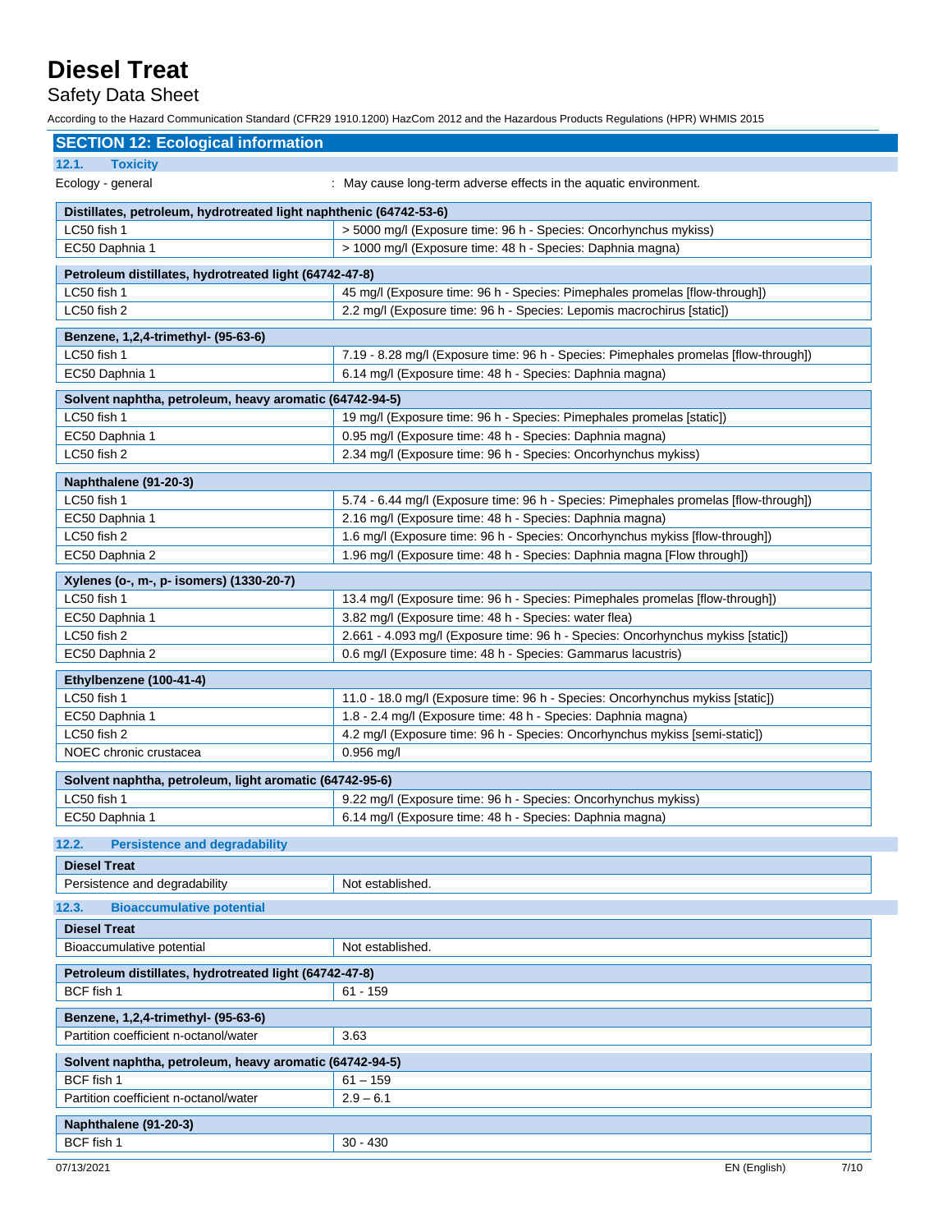## SECTION 12: Ecological information

### 12.1. Toxicity

Ecology - general : May cause long-term adverse effects in the aquatic environment.

| Distillates, petroleum, hydrotreated light naphthenic (64742-53-6) | |
|---|---|
| LC50 fish 1 | > 5000 mg/l (Exposure time: 96 h - Species: Oncorhynchus mykiss) |
| EC50 Daphnia 1 | > 1000 mg/l (Exposure time: 48 h - Species: Daphnia magna) |

| Petroleum distillates, hydrotreated light (64742-47-8) | |
|---|---|
| LC50 fish 1 | 45 mg/l (Exposure time: 96 h - Species: Pimephales promelas [flow-through]) |
| LC50 fish 2 | 2.2 mg/l (Exposure time: 96 h - Species: Lepomis macrochirus [static]) |

| Benzene, 1,2,4-trimethyl- (95-63-6) | |
|---|---|
| LC50 fish 1 | 7.19 - 8.28 mg/l (Exposure time: 96 h - Species: Pimephales promelas [flow-through]) |
| EC50 Daphnia 1 | 6.14 mg/l (Exposure time: 48 h - Species: Daphnia magna) |

| Solvent naphtha, petroleum, heavy aromatic (64742-94-5) | |
|---|---|
| LC50 fish 1 | 19 mg/l (Exposure time: 96 h - Species: Pimephales promelas [static]) |
| EC50 Daphnia 1 | 0.95 mg/l (Exposure time: 48 h - Species: Daphnia magna) |
| LC50 fish 2 | 2.34 mg/l (Exposure time: 96 h - Species: Oncorhynchus mykiss) |

| Naphthalene (91-20-3) | |
|---|---|
| LC50 fish 1 | 5.74 - 6.44 mg/l (Exposure time: 96 h - Species: Pimephales promelas [flow-through]) |
| EC50 Daphnia 1 | 2.16 mg/l (Exposure time: 48 h - Species: Daphnia magna) |
| LC50 fish 2 | 1.6 mg/l (Exposure time: 96 h - Species: Oncorhynchus mykiss [flow-through]) |
| EC50 Daphnia 2 | 1.96 mg/l (Exposure time: 48 h - Species: Daphnia magna [Flow through]) |

| Xylenes (o-, m-, p- isomers) (1330-20-7) | |
|---|---|
| LC50 fish 1 | 13.4 mg/l (Exposure time: 96 h - Species: Pimephales promelas [flow-through]) |
| EC50 Daphnia 1 | 3.82 mg/l (Exposure time: 48 h - Species: water flea) |
| LC50 fish 2 | 2.661 - 4.093 mg/l (Exposure time: 96 h - Species: Oncorhynchus mykiss [static]) |
| EC50 Daphnia 2 | 0.6 mg/l (Exposure time: 48 h - Species: Gammarus lacustris) |

| Ethylbenzene (100-41-4) | |
|---|---|
| LC50 fish 1 | 11.0 - 18.0 mg/l (Exposure time: 96 h - Species: Oncorhynchus mykiss [static]) |
| EC50 Daphnia 1 | 1.8 - 2.4 mg/l (Exposure time: 48 h - Species: Daphnia magna) |
| LC50 fish 2 | 4.2 mg/l (Exposure time: 96 h - Species: Oncorhynchus mykiss [semi-static]) |
| NOEC chronic crustacea | 0.956 mg/l |

| Solvent naphtha, petroleum, light aromatic (64742-95-6) | |
|---|---|
| LC50 fish 1 | 9.22 mg/l (Exposure time: 96 h - Species: Oncorhynchus mykiss) |
| EC50 Daphnia 1 | 6.14 mg/l (Exposure time: 48 h - Species: Daphnia magna) |

### 12.2. Persistence and degradability

| Diesel Treat | |
|---|---|
| Persistence and degradability | Not established. |

### 12.3. Bioaccumulative potential

| Diesel Treat | |
|---|---|
| Bioaccumulative potential | Not established. |

| Petroleum distillates, hydrotreated light (64742-47-8) | |
|---|---|
| BCF fish 1 | 61 - 159 |

| Benzene, 1,2,4-trimethyl- (95-63-6) | |
|---|---|
| Partition coefficient n-octanol/water | 3.63 |

| Solvent naphtha, petroleum, heavy aromatic (64742-94-5) | |
|---|---|
| BCF fish 1 | 61 – 159 |
| Partition coefficient n-octanol/water | 2.9 – 6.1 |

| Naphthalene (91-20-3) | |
|---|---|
| BCF fish 1 | 30 - 430 |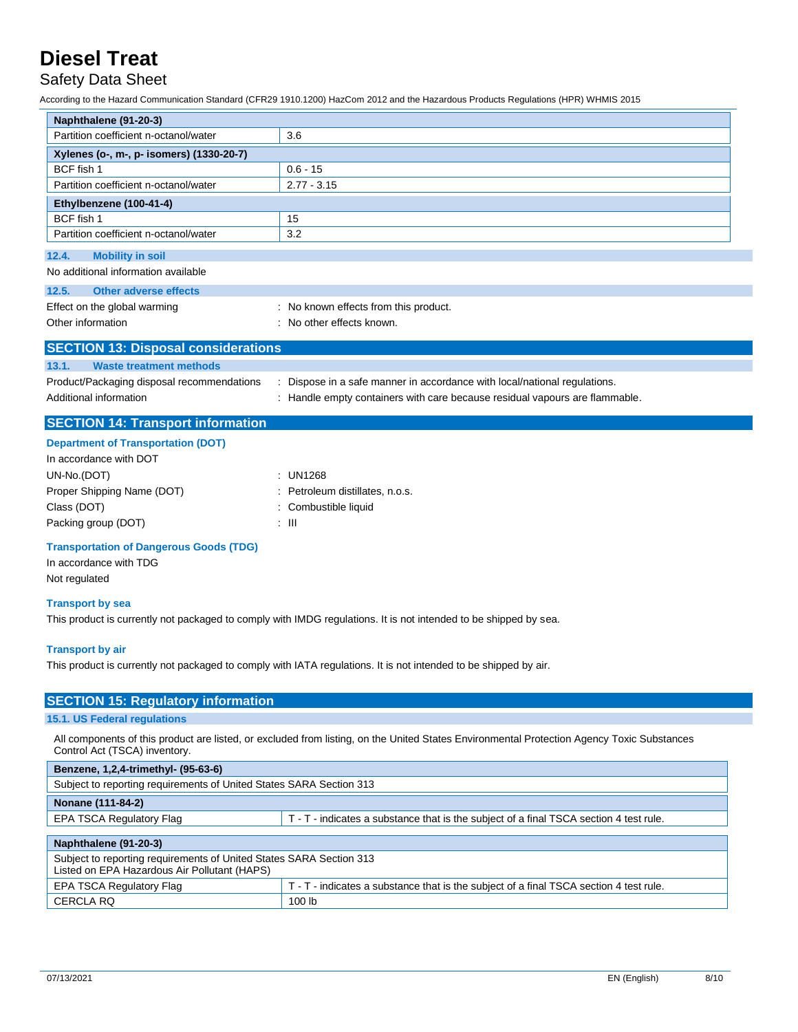| Naphthalene (91-20-3) | |
|---|---|
| Partition coefficient n-octanol/water | 3.6 |

| Xylenes (o-, m-, p- isomers) (1330-20-7) | |
|---|---|
| BCF fish 1 | 0.6 - 15 |
| Partition coefficient n-octanol/water | 2.77 - 3.15 |

| Ethylbenzene (100-41-4) | |
|---|---|
| BCF fish 1 | 15 |
| Partition coefficient n-octanol/water | 3.2 |

### 12.4. Mobility in soil

No additional information available

### 12.5. Other adverse effects

Effect on the global warming : No known effects from this product.

Other information : No other effects known.

## SECTION 13: Disposal considerations

### 13.1. Waste treatment methods

Product/Packaging disposal recommendations : Dispose in a safe manner in accordance with local/national regulations.

Additional information : Handle empty containers with care because residual vapours are flammable.

## SECTION 14: Transport information

### Department of Transportation (DOT)

In accordance with DOT

UN-No.(DOT) : UN1268

Proper Shipping Name (DOT) : Petroleum distillates, n.o.s.

Class (DOT) : Combustible liquid

Packing group (DOT) : III

### Transportation of Dangerous Goods (TDG)

In accordance with TDG

Not regulated

### Transport by sea

This product is currently not packaged to comply with IMDG regulations. It is not intended to be shipped by sea.

### Transport by air

This product is currently not packaged to comply with IATA regulations. It is not intended to be shipped by air.

## SECTION 15: Regulatory information

### 15.1. US Federal regulations

All components of this product are listed, or excluded from listing, on the United States Environmental Protection Agency Toxic Substances Control Act (TSCA) inventory.

| Benzene, 1,2,4-trimethyl- (95-63-6) |
|---|
| Subject to reporting requirements of United States SARA Section 313 |

| Nonane (111-84-2) | |
|---|---|
| EPA TSCA Regulatory Flag | T - T - indicates a substance that is the subject of a final TSCA section 4 test rule. |

| Naphthalene (91-20-3) | |
|---|---|
| Subject to reporting requirements of United States SARA Section 313<br>Listed on EPA Hazardous Air Pollutant (HAPS) | |
| EPA TSCA Regulatory Flag | T - T - indicates a substance that is the subject of a final TSCA section 4 test rule. |
| CERCLA RQ | 100 lb |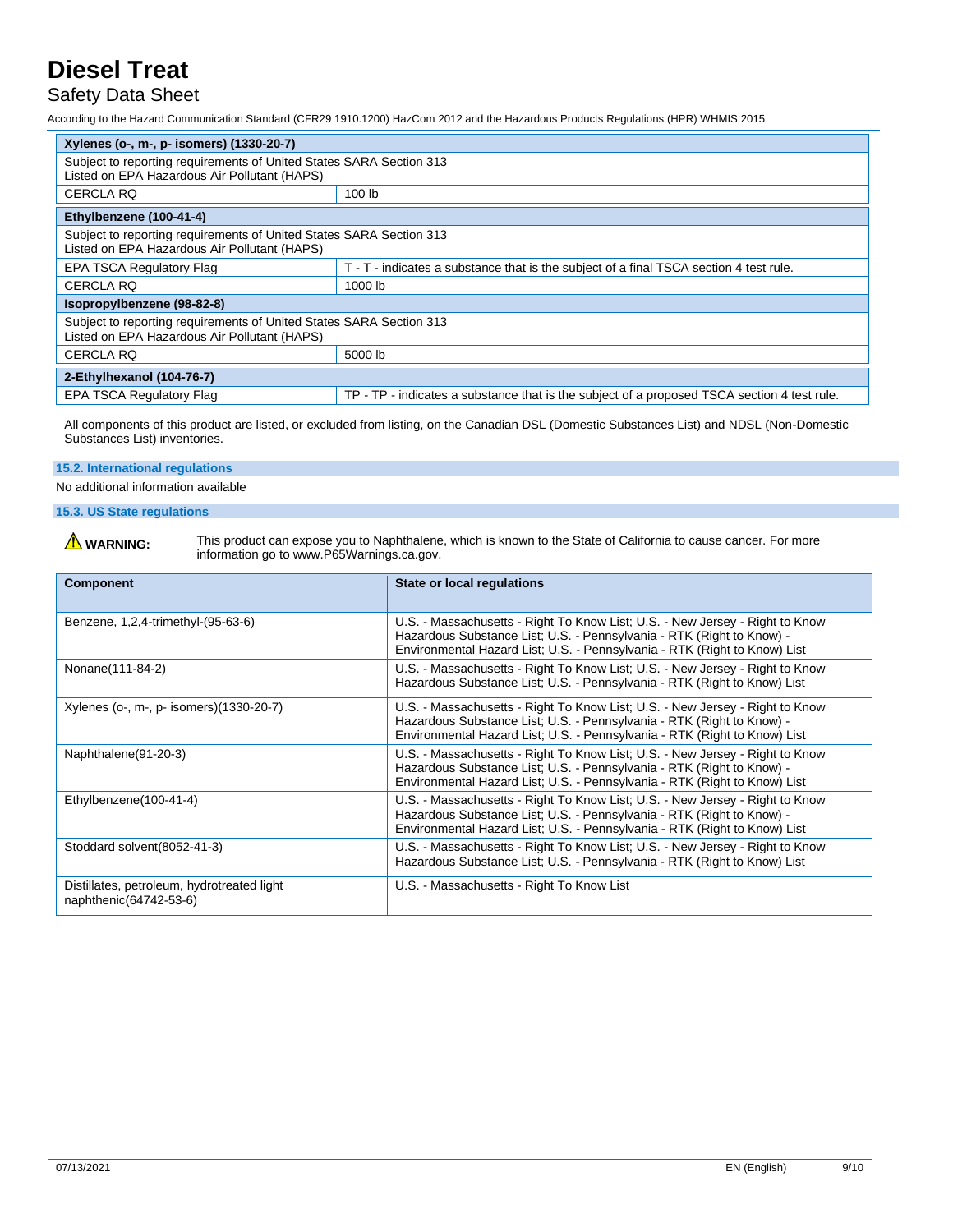| Xylenes (o-, m-, p- isomers) (1330-20-7) | |
|---|---|
| Subject to reporting requirements of United States SARA Section 313<br>Listed on EPA Hazardous Air Pollutant (HAPS) | |
| CERCLA RQ | 100 lb |
| **Ethylbenzene (100-41-4)** | |
| Subject to reporting requirements of United States SARA Section 313<br>Listed on EPA Hazardous Air Pollutant (HAPS) | |
| EPA TSCA Regulatory Flag | T - T - indicates a substance that is the subject of a final TSCA section 4 test rule. |
| CERCLA RQ | 1000 lb |
| **Isopropylbenzene (98-82-8)** | |
| Subject to reporting requirements of United States SARA Section 313<br>Listed on EPA Hazardous Air Pollutant (HAPS) | |
| CERCLA RQ | 5000 lb |
| **2-Ethylhexanol (104-76-7)** | |
| EPA TSCA Regulatory Flag | TP - TP - indicates a substance that is the subject of a proposed TSCA section 4 test rule. |

All components of this product are listed, or excluded from listing, on the Canadian DSL (Domestic Substances List) and NDSL (Non-Domestic Substances List) inventories.

### 15.2. International regulations

No additional information available

### 15.3. US State regulations

⚠ **WARNING:** This product can expose you to Naphthalene, which is known to the State of California to cause cancer. For more information go to www.P65Warnings.ca.gov.

| Component | State or local regulations |
|---|---|
| Benzene, 1,2,4-trimethyl-(95-63-6) | U.S. - Massachusetts - Right To Know List; U.S. - New Jersey - Right to Know Hazardous Substance List; U.S. - Pennsylvania - RTK (Right to Know) - Environmental Hazard List; U.S. - Pennsylvania - RTK (Right to Know) List |
| Nonane(111-84-2) | U.S. - Massachusetts - Right To Know List; U.S. - New Jersey - Right to Know Hazardous Substance List; U.S. - Pennsylvania - RTK (Right to Know) List |
| Xylenes (o-, m-, p- isomers)(1330-20-7) | U.S. - Massachusetts - Right To Know List; U.S. - New Jersey - Right to Know Hazardous Substance List; U.S. - Pennsylvania - RTK (Right to Know) - Environmental Hazard List; U.S. - Pennsylvania - RTK (Right to Know) List |
| Naphthalene(91-20-3) | U.S. - Massachusetts - Right To Know List; U.S. - New Jersey - Right to Know Hazardous Substance List; U.S. - Pennsylvania - RTK (Right to Know) - Environmental Hazard List; U.S. - Pennsylvania - RTK (Right to Know) List |
| Ethylbenzene(100-41-4) | U.S. - Massachusetts - Right To Know List; U.S. - New Jersey - Right to Know Hazardous Substance List; U.S. - Pennsylvania - RTK (Right to Know) - Environmental Hazard List; U.S. - Pennsylvania - RTK (Right to Know) List |
| Stoddard solvent(8052-41-3) | U.S. - Massachusetts - Right To Know List; U.S. - New Jersey - Right to Know Hazardous Substance List; U.S. - Pennsylvania - RTK (Right to Know) List |
| Distillates, petroleum, hydrotreated light naphthenic(64742-53-6) | U.S. - Massachusetts - Right To Know List |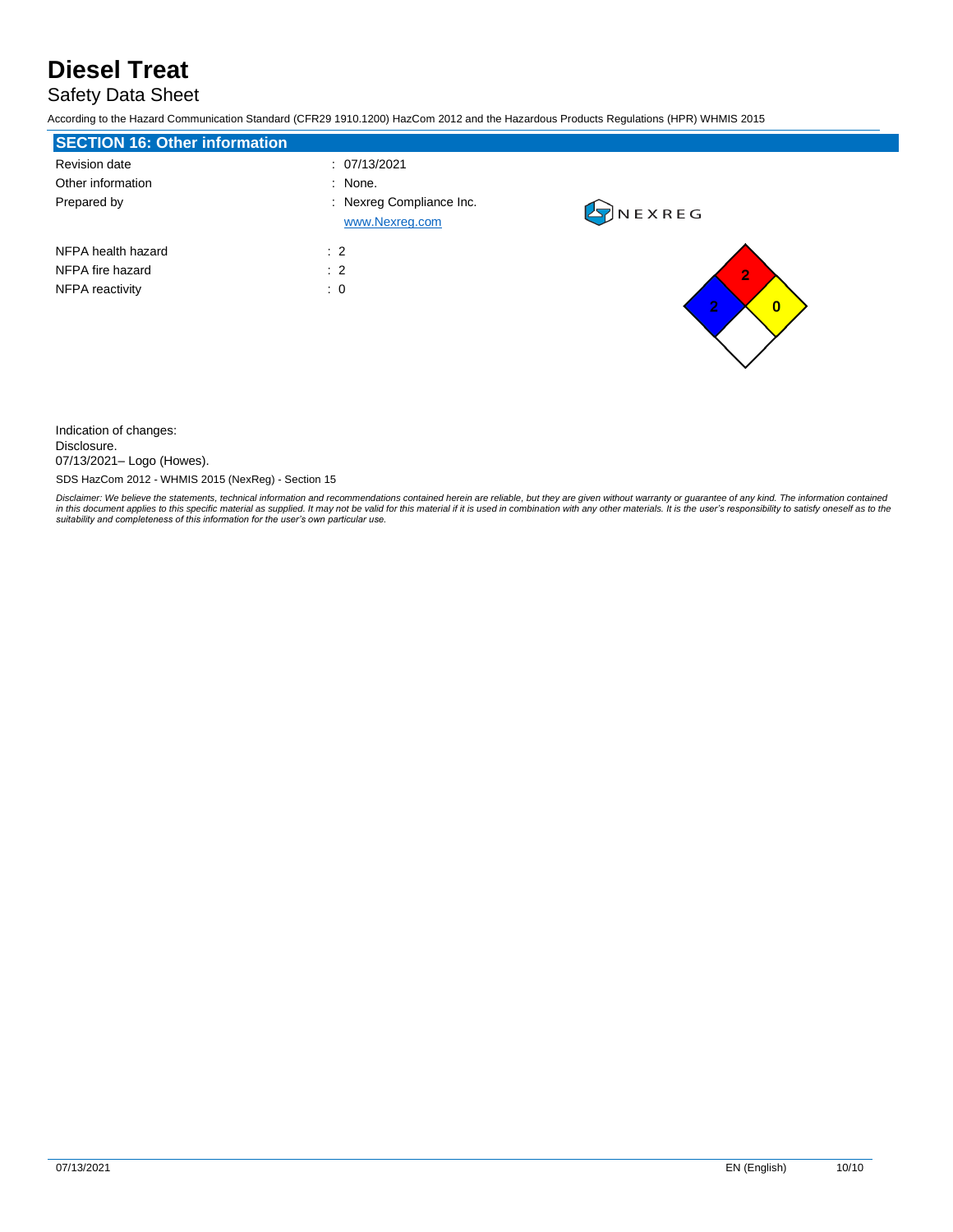## SECTION 16: Other information

Revision date : 07/13/2021

Other information : None.

Prepared by : Nexreg Compliance Inc.
www.Nexreg.com

NEXREG

NFPA health hazard : 2

NFPA fire hazard : 2

NFPA reactivity : 0

2
2
0

Indication of changes:
Disclosure.
07/13/2021– Logo (Howes).

SDS HazCom 2012 - WHMIS 2015 (NexReg) - Section 15

*Disclaimer: We believe the statements, technical information and recommendations contained herein are reliable, but they are given without warranty or guarantee of any kind. The information contained in this document applies to this specific material as supplied. It may not be valid for this material if it is used in combination with any other materials. It is the user's responsibility to satisfy oneself as to the suitability and completeness of this information for the user's own particular use.*